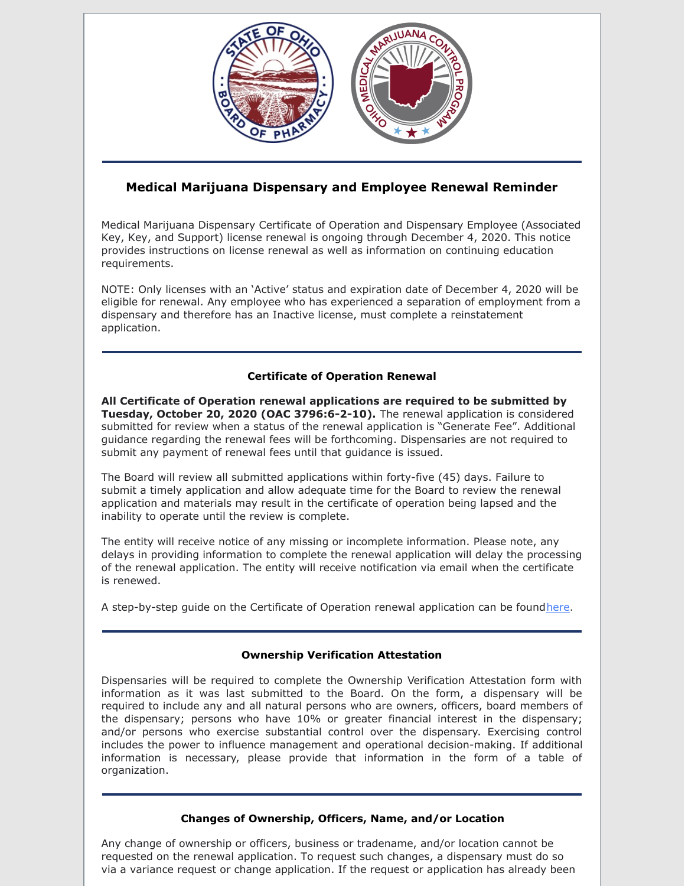## Medical Marijuana Dispensary and Employee Renewal Reminder

Medical Marijuana Dispensary Certificate of Operation and Dispensary Employee (Associated Key, Key, and Support) license renewal is ongoing through December 4, 2020. This notice provides instructions on license renewal as well as information on continuing education requirements.

NOTE: Only licenses with an 'Active' status and expiration date of December 4, 2020 will be eligible for renewal. Any employee who has experienced a separation of employment from a dispensary and therefore has an Inactive license, must complete a reinstatement application.

### Certificate of Operation Renewal

**All Certificate of Operation renewal applications are required to be submitted by Tuesday, October 20, 2020 (OAC 3796:6-2-10).** The renewal application is considered submitted for review when a status of the renewal application is "Generate Fee". Additional guidance regarding the renewal fees will be forthcoming. Dispensaries are not required to submit any payment of renewal fees until that guidance is issued.

The Board will review all submitted applications within forty-five (45) days. Failure to submit a timely application and allow adequate time for the Board to review the renewal application and materials may result in the certificate of operation being lapsed and the inability to operate until the review is complete.

The entity will receive notice of any missing or incomplete information. Please note, any delays in providing information to complete the renewal application will delay the processing of the renewal application. The entity will receive notification via email when the certificate is renewed.

A step-by-step guide on the Certificate of Operation renewal application can be found here.

### Ownership Verification Attestation

Dispensaries will be required to complete the Ownership Verification Attestation form with information as it was last submitted to the Board. On the form, a dispensary will be required to include any and all natural persons who are owners, officers, board members of the dispensary; persons who have 10% or greater financial interest in the dispensary; and/or persons who exercise substantial control over the dispensary. Exercising control includes the power to influence management and operational decision-making. If additional information is necessary, please provide that information in the form of a table of organization.

### Changes of Ownership, Officers, Name, and/or Location

Any change of ownership or officers, business or tradename, and/or location cannot be requested on the renewal application. To request such changes, a dispensary must do so via a variance request or change application. If the request or application has already been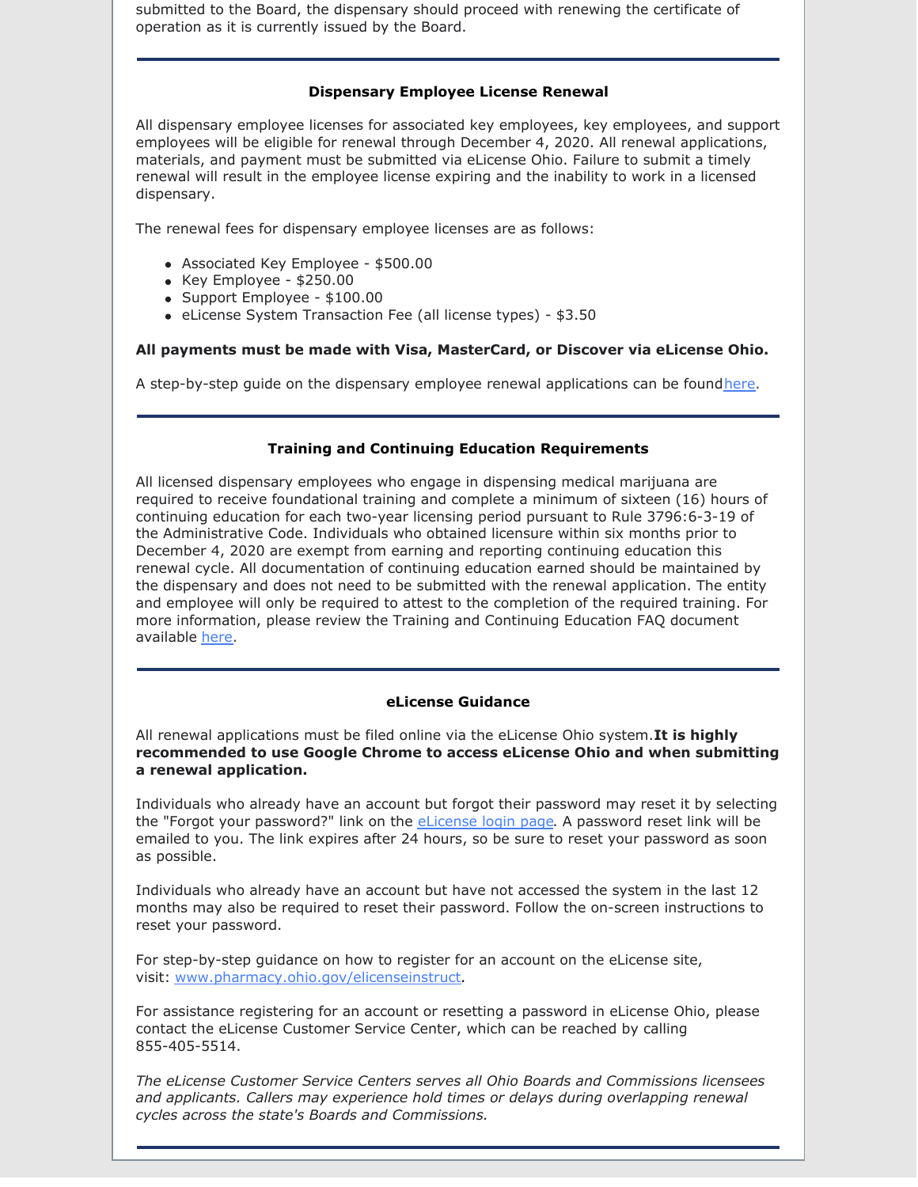submitted to the Board, the dispensary should proceed with renewing the certificate of operation as it is currently issued by the Board.

---

### Dispensary Employee License Renewal

All dispensary employee licenses for associated key employees, key employees, and support employees will be eligible for renewal through December 4, 2020. All renewal applications, materials, and payment must be submitted via eLicense Ohio. Failure to submit a timely renewal will result in the employee license expiring and the inability to work in a licensed dispensary.

The renewal fees for dispensary employee licenses are as follows:

- Associated Key Employee - $500.00
- Key Employee - $250.00
- Support Employee - $100.00
- eLicense System Transaction Fee (all license types) - $3.50

**All payments must be made with Visa, MasterCard, or Discover via eLicense Ohio.**

A step-by-step guide on the dispensary employee renewal applications can be found here.

---

### Training and Continuing Education Requirements

All licensed dispensary employees who engage in dispensing medical marijuana are required to receive foundational training and complete a minimum of sixteen (16) hours of continuing education for each two-year licensing period pursuant to Rule 3796:6-3-19 of the Administrative Code. Individuals who obtained licensure within six months prior to December 4, 2020 are exempt from earning and reporting continuing education this renewal cycle. All documentation of continuing education earned should be maintained by the dispensary and does not need to be submitted with the renewal application. The entity and employee will only be required to attest to the completion of the required training. For more information, please review the Training and Continuing Education FAQ document available here.

---

### eLicense Guidance

All renewal applications must be filed online via the eLicense Ohio system. **It is highly recommended to use Google Chrome to access eLicense Ohio and when submitting a renewal application.**

Individuals who already have an account but forgot their password may reset it by selecting the "Forgot your password?" link on the eLicense login page. A password reset link will be emailed to you. The link expires after 24 hours, so be sure to reset your password as soon as possible.

Individuals who already have an account but have not accessed the system in the last 12 months may also be required to reset their password. Follow the on-screen instructions to reset your password.

For step-by-step guidance on how to register for an account on the eLicense site, visit: www.pharmacy.ohio.gov/elicenseinstruct.

For assistance registering for an account or resetting a password in eLicense Ohio, please contact the eLicense Customer Service Center, which can be reached by calling 855-405-5514.

*The eLicense Customer Service Centers serves all Ohio Boards and Commissions licensees and applicants. Callers may experience hold times or delays during overlapping renewal cycles across the state's Boards and Commissions.*